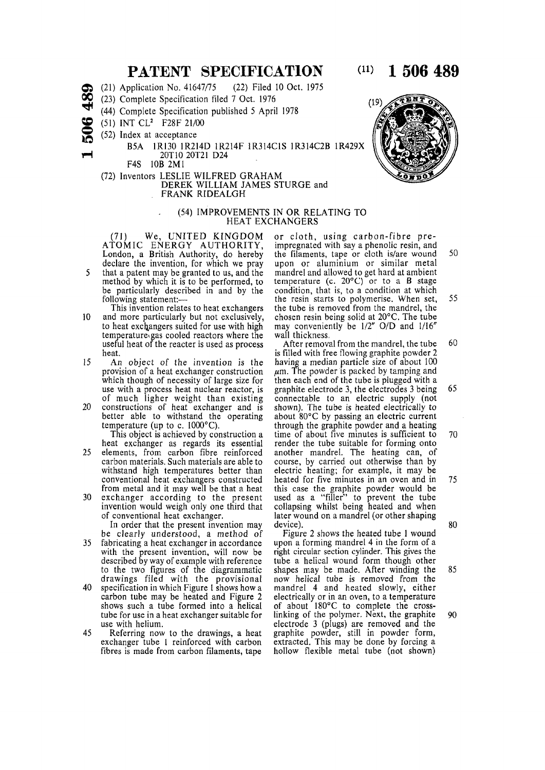# PATENT SPECIFICATION

(11) 1 506 489

(21) Application No. 41647/75 (22) Filed 10 Oct. 1975

(23) Complete Specification filed 7 Oct. 1976

(44) Complete Specification published 5 April 1978

(51) INT CL[2] F28F 21/00

(52) Index at acceptance

B5A 1R130 1R214D 1R214F 1R314C1S 1R314C2B 1R429X 20T10 20T21 D24

F4S 10B 2M1

(72) Inventors LESLIE WILFRED GRAHAM DEREK WILLIAM JAMES STURGE and FRANK RIDEALGH

## (54) IMPROVEMENTS IN OR RELATING TO HEAT EXCHANGERS

(71) We, UNITED KINGDOM ATOMIC ENERGY AUTHORITY, London, a British Authority, do hereby declare the invention, for which we pray that a patent may be granted to us, and the method by which it is to be performed, to be particularly described in and by the following statement:—

This invention relates to heat exchangers and more particularly but not exclusively, to heat exchangers suited for use with high temperature gas cooled reactors where the useful heat of the reacter is used as process heat.

An object of the invention is the provision of a heat exchanger construction which though of necessity of large size for use with a process heat nuclear reactor, is of much ligher weight than existing constructions of heat exchanger and is better able to withstand the operating temperature (up to c. 1000°C).

This object is achieved by construction a heat exchanger as regards its essential elements, from carbon fibre reinforced carbon materials. Such materials are able to withstand high temperatures better than conventional heat exchangers constructed from metal and it may well be that a heat exchanger according to the present invention would weigh only one third that of conventional heat exchanger.

In order that the present invention may be clearly understood, a method of fabricating a heat exchanger in accordance with the present invention, will now be described by way of example with reference to the two figures of the diagrammatic drawings filed with the provisional specification in which Figure 1 shows how a carbon tube may be heated and Figure 2 shows such a tube formed into a helical tube for use in a heat exchanger suitable for use with helium.

Referring now to the drawings, a heat exchanger tube 1 reinforced with carbon fibres is made from carbon filaments, tape or cloth, using carbon-fibre pre-impregnated with say a phenolic resin, and the filaments, tape or cloth is/are wound upon or aluminium or similar metal mandrel and allowed to get hard at ambient temperature (c. 20°C) or to a B stage condition, that is, to a condition at which the resin starts to polymerise. When set, the tube is removed from the mandrel, the chosen resin being solid at 20°C. The tube may conveniently be 1/2" O/D and 1/16" wall thickness.

After removal from the mandrel, the tube is filled with free flowing graphite powder 2 having a median particle size of about 100 $\mu$m. The powder is packed by tamping and then each end of the tube is plugged with a graphite electrode 3, the electrodes 3 being connectable to an electric supply (not shown). The tube is heated electrically to about 80°C by passing an electric current through the graphite powder and a heating time of about five minutes is sufficient to render the tube suitable for forming onto another mandrel. The heating can, of course, by carried out otherwise than by electric heating; for example, it may be heated for five minutes in an oven and in this case the graphite powder would be used as a "filler" to prevent the tube collapsing whilst being heated and when later wound on a mandrel (or other shaping device).

Figure 2 shows the heated tube 1 wound upon a forming mandrel 4 in the form of a right circular section cylinder. This gives the tube a helical wound form though other shapes may be made. After winding the now helical tube is removed from the mandrel 4 and heated slowly, either electrically or in an oven, to a temperature of about 180°C to complete the cross-linking of the polymer. Next, the graphite electrode 3 (plugs) are removed and the graphite powder, still in powder form, extracted. This may be done by forcing a hollow flexible metal tube (not shown)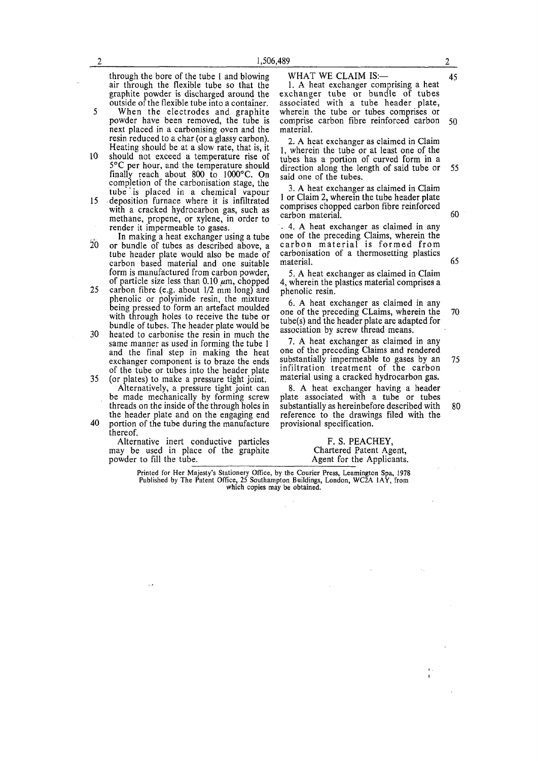through the bore of the tube 1 and blowing air through the flexible tube so that the graphite powder is discharged around the outside of the flexible tube into a container.

When the electrodes and graphite powder have been removed, the tube is next placed in a carbonising oven and the resin reduced to a char (or a glassy carbon). Heating should be at a slow rate, that is, it should not exceed a temperature rise of 5°C per hour, and the temperature should finally reach about 800 to 1000°C. On completion of the carbonisation stage, the tube is placed in a chemical vapour deposition furnace where it is infiltrated with a cracked hydrocarbon gas, such as methane, propene, or xylene, in order to render it impermeable to gases.

In making a heat exchanger using a tube or bundle of tubes as described above, a tube header plate would also be made of carbon based material and one suitable form is manufactured from carbon powder, of particle size less than 0.10 $\mu$m, chopped carbon fibre (e.g. about 1/2 mm long) and phenolic or polyimide resin, the mixture being pressed to form an artefact moulded with through holes to receive the tube or bundle of tubes. The header plate would be heated to carbonise the resin in much the same manner as used in forming the tube 1 and the final step in making the heat exchanger component is to braze the ends of the tube or tubes into the header plate (or plates) to make a pressure tight joint.

Alternatively, a pressure tight joint can be made mechanically by forming screw threads on the inside of the through holes in the header plate and on the engaging end portion of the tube during the manufacture thereof.

Alternative inert conductive particles may be used in place of the graphite powder to fill the tube.

WHAT WE CLAIM IS:—

1. A heat exchanger comprising a heat exchanger tube or bundle of tubes associated with a tube header plate, wherein the tube or tubes comprises or comprise carbon fibre reinforced carbon material.

2. A heat exchanger as claimed in Claim 1, wherein the tube or at least one of the tubes has a portion of curved form in a direction along the length of said tube or said one of the tubes.

3. A heat exchanger as claimed in Claim 1 or Claim 2, wherein the tube header plate comprises chopped carbon fibre reinforced carbon material.

4. A heat exchanger as claimed in any one of the preceding Claims, wherein the carbon material is formed from carbonisation of a thermosetting plastics material.

5. A heat exchanger as claimed in Claim 4, wherein the plastics material comprises a phenolic resin.

6. A heat exchanger as claimed in any one of the preceding CLaims, wherein the tube(s) and the header plate are adapted for association by screw thread means.

7. A heat exchanger as claimed in any one of the preceding Claims and rendered substantially impermeable to gases by an infiltration treatment of the carbon material using a cracked hydrocarbon gas.

8. A heat exchanger having a header plate associated with a tube or tubes substantially as hereinbefore described with reference to the drawings filed with the provisional specification.

F. S. PEACHEY,
Chartered Patent Agent,
Agent for the Applicants.

Printed for Her Majesty's Stationery Office, by the Courier Press, Leamington Spa, 1978
Published by The Patent Office, 25 Southampton Buildings, London, WC2A 1AY, from which copies may be obtained.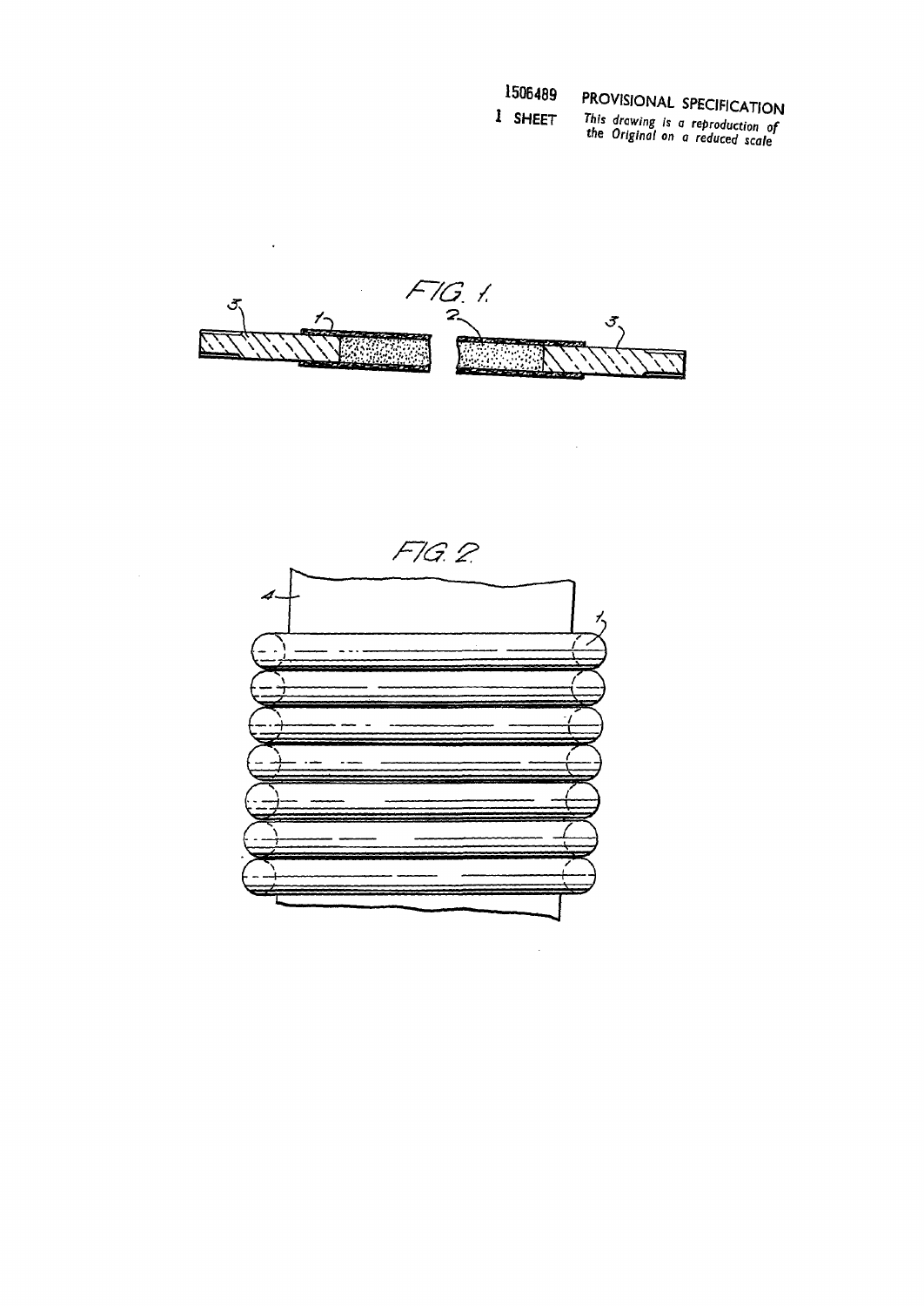1506489 PROVISIONAL SPECIFICATION

1 SHEET *This drawing is a reproduction of the Original on a reduced scale*

FIG. 1.

3 1 2 3

FIG. 2.

4 1